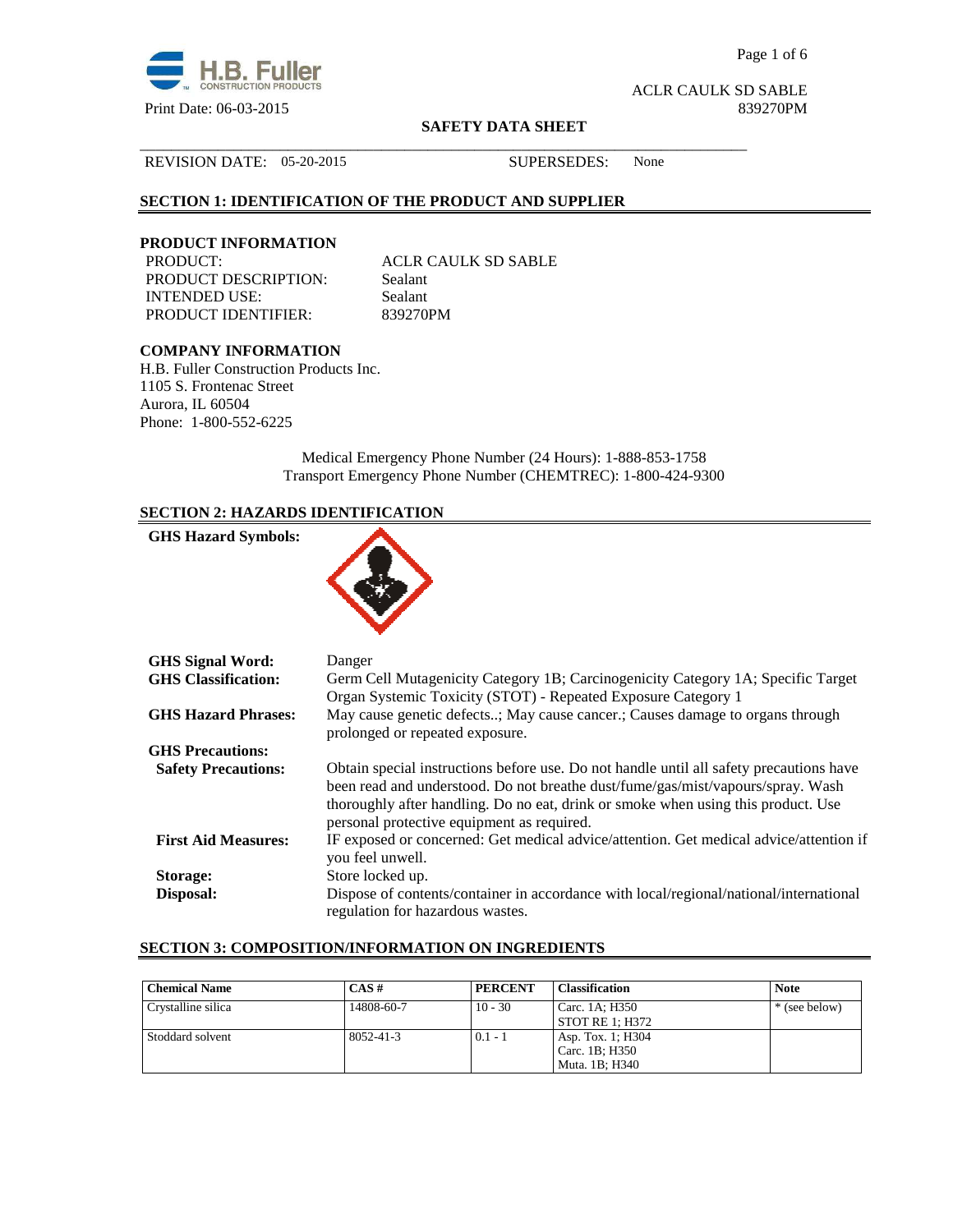H.B. Fuller CONSTRUCTION PRODUCTS

Print Date: 06-03-2015

ACLR CAULK SD SABLE
839270PM

**SAFETY DATA SHEET**

REVISION DATE: 05-20-2015 SUPERSEDES: None

## SECTION 1: IDENTIFICATION OF THE PRODUCT AND SUPPLIER

### PRODUCT INFORMATION

PRODUCT: ACLR CAULK SD SABLE
PRODUCT DESCRIPTION: Sealant
INTENDED USE: Sealant
PRODUCT IDENTIFIER: 839270PM

### COMPANY INFORMATION

H.B. Fuller Construction Products Inc.
1105 S. Frontenac Street
Aurora, IL 60504
Phone: 1-800-552-6225

Medical Emergency Phone Number (24 Hours): 1-888-853-1758
Transport Emergency Phone Number (CHEMTREC): 1-800-424-9300

## SECTION 2: HAZARDS IDENTIFICATION

**GHS Hazard Symbols:**

**GHS Signal Word:** Danger

**GHS Classification:** Germ Cell Mutagenicity Category 1B; Carcinogenicity Category 1A; Specific Target Organ Systemic Toxicity (STOT) - Repeated Exposure Category 1

**GHS Hazard Phrases:** May cause genetic defects..; May cause cancer.; Causes damage to organs through prolonged or repeated exposure.

**GHS Precautions:**

**Safety Precautions:** Obtain special instructions before use. Do not handle until all safety precautions have been read and understood. Do not breathe dust/fume/gas/mist/vapours/spray. Wash thoroughly after handling. Do no eat, drink or smoke when using this product. Use personal protective equipment as required.

**First Aid Measures:** IF exposed or concerned: Get medical advice/attention. Get medical advice/attention if you feel unwell.

**Storage:** Store locked up.

**Disposal:** Dispose of contents/container in accordance with local/regional/national/international regulation for hazardous wastes.

## SECTION 3: COMPOSITION/INFORMATION ON INGREDIENTS

| Chemical Name | CAS # | PERCENT | Classification | Note |
|---|---|---|---|---|
| Crystalline silica | 14808-60-7 | 10 - 30 | Carc. 1A; H350<br>STOT RE 1; H372 | * (see below) |
| Stoddard solvent | 8052-41-3 | 0.1 - 1 | Asp. Tox. 1; H304<br>Carc. 1B; H350<br>Muta. 1B; H340 | |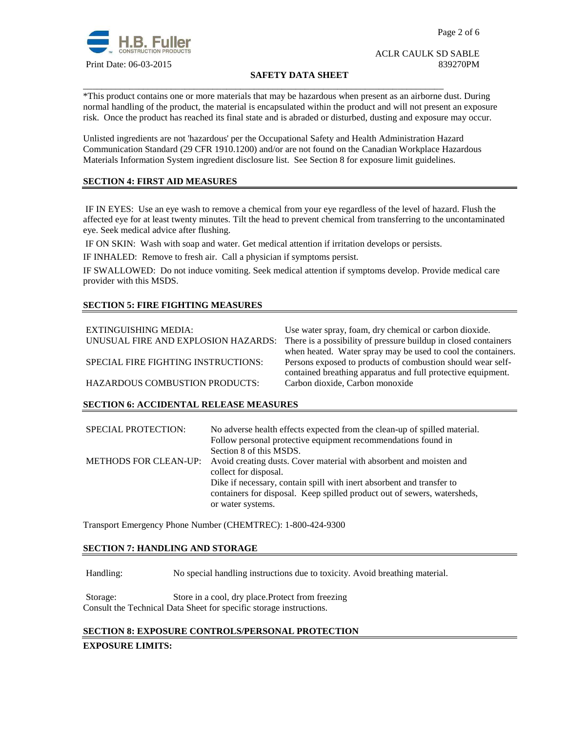*This product contains one or more materials that may be hazardous when present as an airborne dust. During normal handling of the product, the material is encapsulated within the product and will not present an exposure risk. Once the product has reached its final state and is abraded or disturbed, dusting and exposure may occur.

Unlisted ingredients are not 'hazardous' per the Occupational Safety and Health Administration Hazard Communication Standard (29 CFR 1910.1200) and/or are not found on the Canadian Workplace Hazardous Materials Information System ingredient disclosure list. See Section 8 for exposure limit guidelines.

## SECTION 4: FIRST AID MEASURES

IF IN EYES: Use an eye wash to remove a chemical from your eye regardless of the level of hazard. Flush the affected eye for at least twenty minutes. Tilt the head to prevent chemical from transferring to the uncontaminated eye. Seek medical advice after flushing.

IF ON SKIN: Wash with soap and water. Get medical attention if irritation develops or persists.

IF INHALED: Remove to fresh air. Call a physician if symptoms persist.

IF SWALLOWED: Do not induce vomiting. Seek medical attention if symptoms develop. Provide medical care provider with this MSDS.

## SECTION 5: FIRE FIGHTING MEASURES

| | |
|---|---|
| EXTINGUISHING MEDIA: | Use water spray, foam, dry chemical or carbon dioxide. |
| UNUSUAL FIRE AND EXPLOSION HAZARDS: | There is a possibility of pressure buildup in closed containers when heated. Water spray may be used to cool the containers. |
| SPECIAL FIRE FIGHTING INSTRUCTIONS: | Persons exposed to products of combustion should wear self-contained breathing apparatus and full protective equipment. |
| HAZARDOUS COMBUSTION PRODUCTS: | Carbon dioxide, Carbon monoxide |

## SECTION 6: ACCIDENTAL RELEASE MEASURES

| | |
|---|---|
| SPECIAL PROTECTION: | No adverse health effects expected from the clean-up of spilled material. Follow personal protective equipment recommendations found in Section 8 of this MSDS. |
| METHODS FOR CLEAN-UP: | Avoid creating dusts. Cover material with absorbent and moisten and collect for disposal.<br>Dike if necessary, contain spill with inert absorbent and transfer to containers for disposal. Keep spilled product out of sewers, watersheds, or water systems. |

Transport Emergency Phone Number (CHEMTREC): 1-800-424-9300

## SECTION 7: HANDLING AND STORAGE

Handling: No special handling instructions due to toxicity. Avoid breathing material.

Storage: Store in a cool, dry place.Protect from freezing
Consult the Technical Data Sheet for specific storage instructions.

## SECTION 8: EXPOSURE CONTROLS/PERSONAL PROTECTION

**EXPOSURE LIMITS:**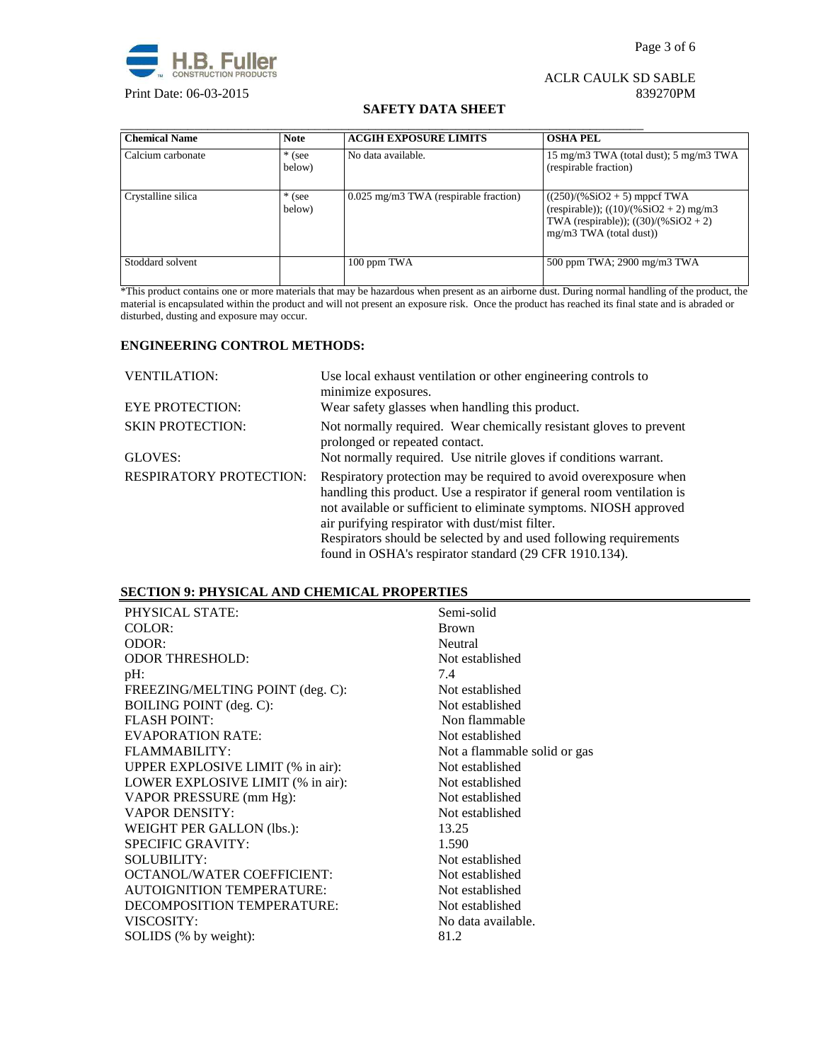| Chemical Name | Note | ACGIH EXPOSURE LIMITS | OSHA PEL |
|---|---|---|---|
| Calcium carbonate | * (see below) | No data available. | 15 mg/m3 TWA (total dust); 5 mg/m3 TWA (respirable fraction) |
| Crystalline silica | * (see below) | 0.025 mg/m3 TWA (respirable fraction) | ((250)/(%SiO2 + 5) mppcf TWA (respirable)); ((10)/(%SiO2 + 2) mg/m3 TWA (respirable)); ((30)/(%SiO2 + 2) mg/m3 TWA (total dust)) |
| Stoddard solvent | | 100 ppm TWA | 500 ppm TWA; 2900 mg/m3 TWA |

*This product contains one or more materials that may be hazardous when present as an airborne dust. During normal handling of the product, the material is encapsulated within the product and will not present an exposure risk. Once the product has reached its final state and is abraded or disturbed, dusting and exposure may occur.

## ENGINEERING CONTROL METHODS:

| | |
|---|---|
| VENTILATION: | Use local exhaust ventilation or other engineering controls to minimize exposures. |
| EYE PROTECTION: | Wear safety glasses when handling this product. |
| SKIN PROTECTION: | Not normally required. Wear chemically resistant gloves to prevent prolonged or repeated contact. |
| GLOVES: | Not normally required. Use nitrile gloves if conditions warrant. |
| RESPIRATORY PROTECTION: | Respiratory protection may be required to avoid overexposure when handling this product. Use a respirator if general room ventilation is not available or sufficient to eliminate symptoms. NIOSH approved air purifying respirator with dust/mist filter. Respirators should be selected by and used following requirements found in OSHA's respirator standard (29 CFR 1910.134). |

## SECTION 9: PHYSICAL AND CHEMICAL PROPERTIES

| | |
|---|---|
| PHYSICAL STATE: | Semi-solid |
| COLOR: | Brown |
| ODOR: | Neutral |
| ODOR THRESHOLD: | Not established |
| pH: | 7.4 |
| FREEZING/MELTING POINT (deg. C): | Not established |
| BOILING POINT (deg. C): | Not established |
| FLASH POINT: | Non flammable |
| EVAPORATION RATE: | Not established |
| FLAMMABILITY: | Not a flammable solid or gas |
| UPPER EXPLOSIVE LIMIT (% in air): | Not established |
| LOWER EXPLOSIVE LIMIT (% in air): | Not established |
| VAPOR PRESSURE (mm Hg): | Not established |
| VAPOR DENSITY: | Not established |
| WEIGHT PER GALLON (lbs.): | 13.25 |
| SPECIFIC GRAVITY: | 1.590 |
| SOLUBILITY: | Not established |
| OCTANOL/WATER COEFFICIENT: | Not established |
| AUTOIGNITION TEMPERATURE: | Not established |
| DECOMPOSITION TEMPERATURE: | Not established |
| VISCOSITY: | No data available. |
| SOLIDS (% by weight): | 81.2 |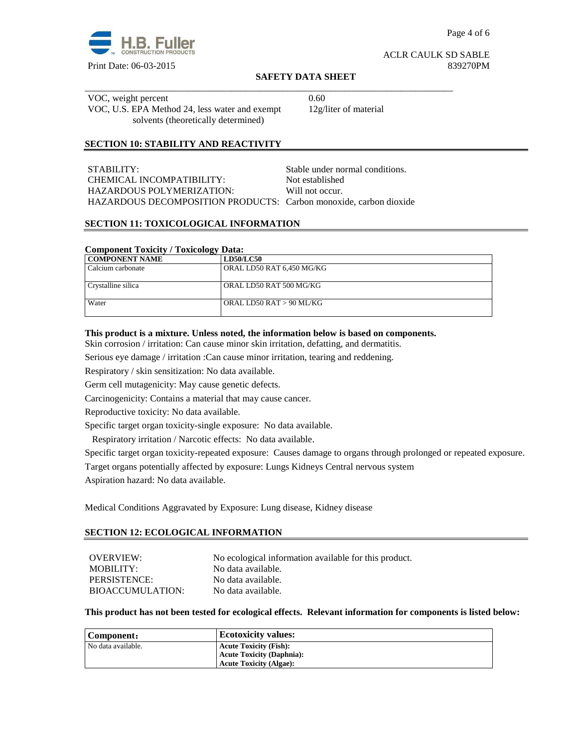VOC, weight percent 0.60

VOC, U.S. EPA Method 24, less water and exempt solvents (theoretically determined) 12g/liter of material

## SECTION 10: STABILITY AND REACTIVITY

STABILITY: Stable under normal conditions.
CHEMICAL INCOMPATIBILITY: Not established
HAZARDOUS POLYMERIZATION: Will not occur.
HAZARDOUS DECOMPOSITION PRODUCTS: Carbon monoxide, carbon dioxide

## SECTION 11: TOXICOLOGICAL INFORMATION

**Component Toxicity / Toxicology Data:**

| COMPONENT NAME | LD50/LC50 |
|---|---|
| Calcium carbonate | ORAL LD50 RAT 6,450 MG/KG |
| Crystalline silica | ORAL LD50 RAT 500 MG/KG |
| Water | ORAL LD50 RAT > 90 ML/KG |

**This product is a mixture. Unless noted, the information below is based on components.**

Skin corrosion / irritation: Can cause minor skin irritation, defatting, and dermatitis.

Serious eye damage / irritation :Can cause minor irritation, tearing and reddening.

Respiratory / skin sensitization: No data available.

Germ cell mutagenicity: May cause genetic defects.

Carcinogenicity: Contains a material that may cause cancer.

Reproductive toxicity: No data available.

Specific target organ toxicity-single exposure: No data available.

Respiratory irritation / Narcotic effects: No data available.

Specific target organ toxicity-repeated exposure: Causes damage to organs through prolonged or repeated exposure.

Target organs potentially affected by exposure: Lungs Kidneys Central nervous system

Aspiration hazard: No data available.

Medical Conditions Aggravated by Exposure: Lung disease, Kidney disease

## SECTION 12: ECOLOGICAL INFORMATION

OVERVIEW: No ecological information available for this product.
MOBILITY: No data available.
PERSISTENCE: No data available.
BIOACCUMULATION: No data available.

**This product has not been tested for ecological effects. Relevant information for components is listed below:**

| Component： | Ecotoxicity values: |
|---|---|
| No data available. | **Acute Toxicity (Fish):**<br>**Acute Toxicity (Daphnia):**<br>**Acute Toxicity (Algae):** |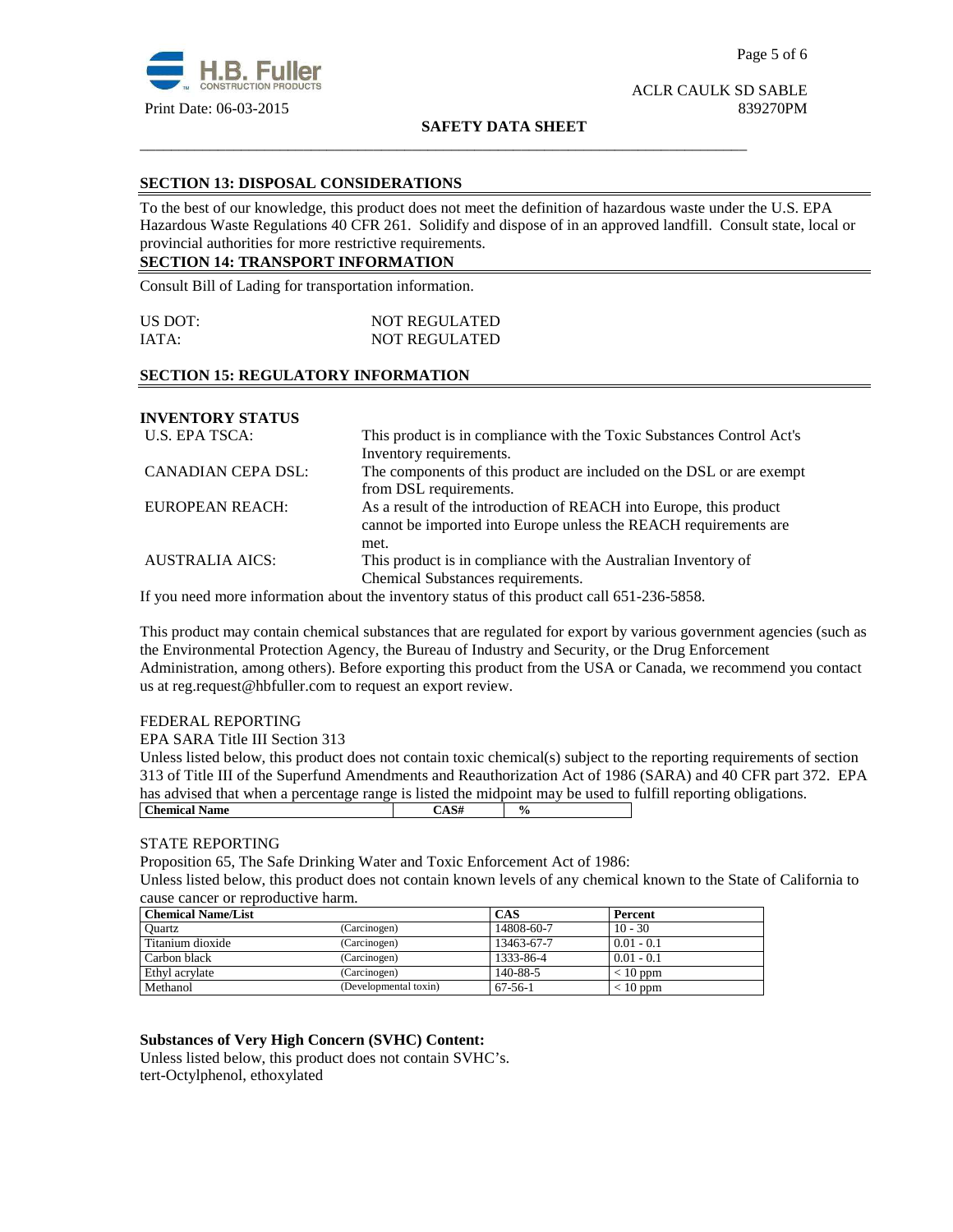## SECTION 13: DISPOSAL CONSIDERATIONS

To the best of our knowledge, this product does not meet the definition of hazardous waste under the U.S. EPA Hazardous Waste Regulations 40 CFR 261. Solidify and dispose of in an approved landfill. Consult state, local or provincial authorities for more restrictive requirements.

## SECTION 14: TRANSPORT INFORMATION

Consult Bill of Lading for transportation information.

| | |
|---|---|
| US DOT: | NOT REGULATED |
| IATA: | NOT REGULATED |

## SECTION 15: REGULATORY INFORMATION

**INVENTORY STATUS**

| | |
|---|---|
| U.S. EPA TSCA: | This product is in compliance with the Toxic Substances Control Act's Inventory requirements. |
| CANADIAN CEPA DSL: | The components of this product are included on the DSL or are exempt from DSL requirements. |
| EUROPEAN REACH: | As a result of the introduction of REACH into Europe, this product cannot be imported into Europe unless the REACH requirements are met. |
| AUSTRALIA AICS: | This product is in compliance with the Australian Inventory of Chemical Substances requirements. |

If you need more information about the inventory status of this product call 651-236-5858.

This product may contain chemical substances that are regulated for export by various government agencies (such as the Environmental Protection Agency, the Bureau of Industry and Security, or the Drug Enforcement Administration, among others). Before exporting this product from the USA or Canada, we recommend you contact us at reg.request@hbfuller.com to request an export review.

FEDERAL REPORTING

EPA SARA Title III Section 313

Unless listed below, this product does not contain toxic chemical(s) subject to the reporting requirements of section 313 of Title III of the Superfund Amendments and Reauthorization Act of 1986 (SARA) and 40 CFR part 372. EPA has advised that when a percentage range is listed the midpoint may be used to fulfill reporting obligations.

| Chemical Name | CAS# | % |
|---|---|---|

STATE REPORTING

Proposition 65, The Safe Drinking Water and Toxic Enforcement Act of 1986:

Unless listed below, this product does not contain known levels of any chemical known to the State of California to cause cancer or reproductive harm.

| Chemical Name/List | | CAS | Percent |
|---|---|---|---|
| Quartz | (Carcinogen) | 14808-60-7 | 10 - 30 |
| Titanium dioxide | (Carcinogen) | 13463-67-7 | 0.01 - 0.1 |
| Carbon black | (Carcinogen) | 1333-86-4 | 0.01 - 0.1 |
| Ethyl acrylate | (Carcinogen) | 140-88-5 | < 10 ppm |
| Methanol | (Developmental toxin) | 67-56-1 | < 10 ppm |

**Substances of Very High Concern (SVHC) Content:**

Unless listed below, this product does not contain SVHC's.

tert-Octylphenol, ethoxylated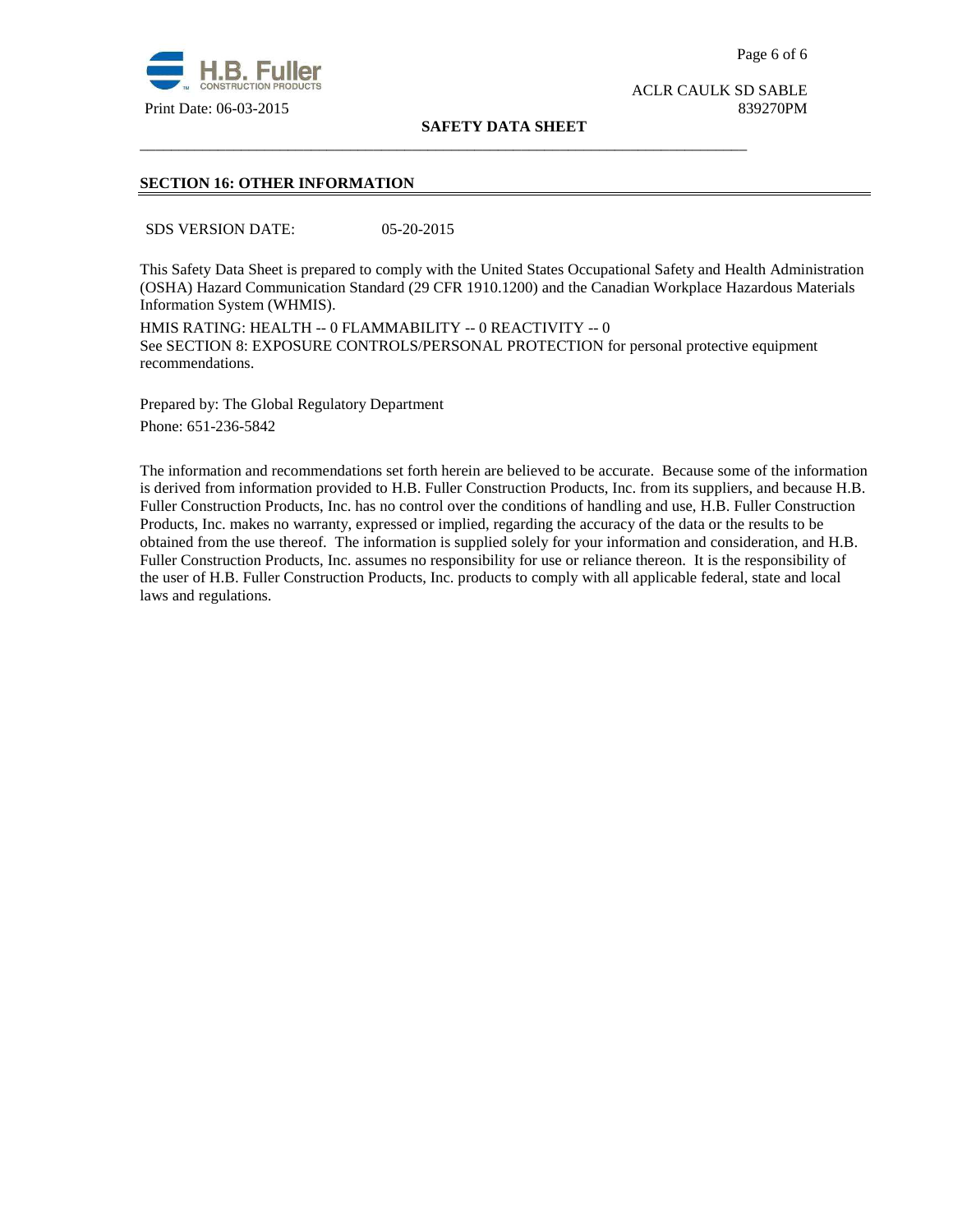## SECTION 16: OTHER INFORMATION

SDS VERSION DATE: 05-20-2015

This Safety Data Sheet is prepared to comply with the United States Occupational Safety and Health Administration (OSHA) Hazard Communication Standard (29 CFR 1910.1200) and the Canadian Workplace Hazardous Materials Information System (WHMIS).

HMIS RATING: HEALTH -- 0 FLAMMABILITY -- 0 REACTIVITY -- 0
See SECTION 8: EXPOSURE CONTROLS/PERSONAL PROTECTION for personal protective equipment recommendations.

Prepared by: The Global Regulatory Department
Phone: 651-236-5842

The information and recommendations set forth herein are believed to be accurate. Because some of the information is derived from information provided to H.B. Fuller Construction Products, Inc. from its suppliers, and because H.B. Fuller Construction Products, Inc. has no control over the conditions of handling and use, H.B. Fuller Construction Products, Inc. makes no warranty, expressed or implied, regarding the accuracy of the data or the results to be obtained from the use thereof. The information is supplied solely for your information and consideration, and H.B. Fuller Construction Products, Inc. assumes no responsibility for use or reliance thereon. It is the responsibility of the user of H.B. Fuller Construction Products, Inc. products to comply with all applicable federal, state and local laws and regulations.